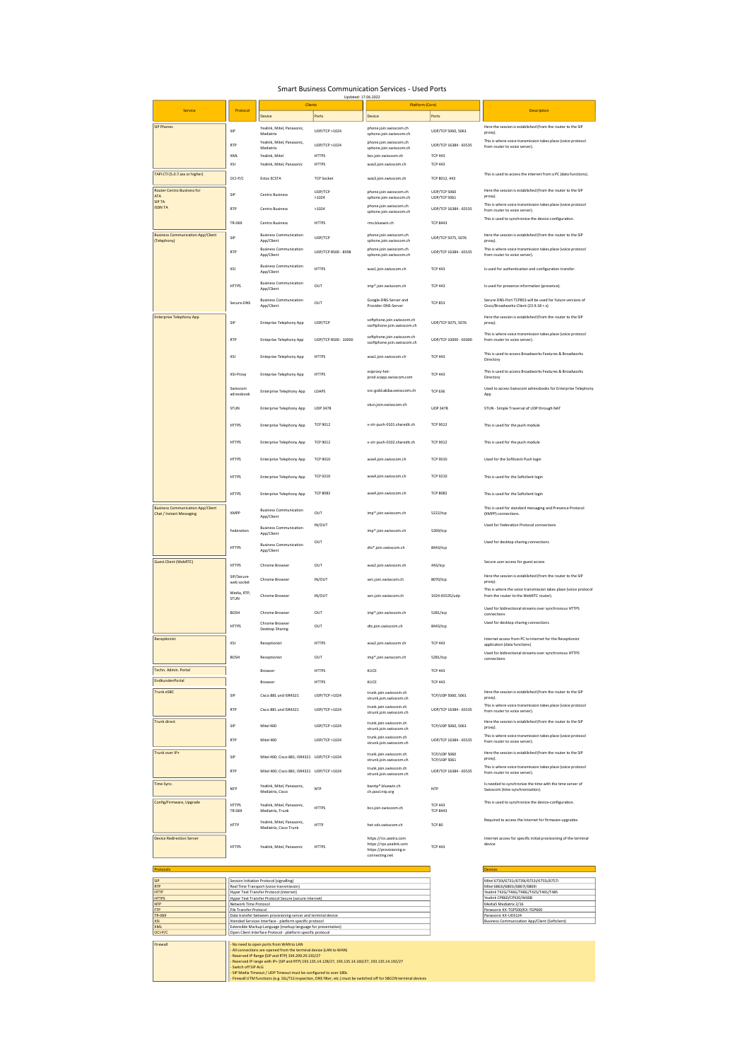# Smart Business Communication Services - Used Ports

Updated: 17.06.2022

| Service | Protocol | Clients | | Platform (Core) | | Description |
|---|---|---|---|---|---|---|
| | | Device | Ports | Device | Ports | |
| SIP Phones | SIP | Yealink, Mitel, Panasonic, Mediatrix | UDP/TCP >1024 | phone.join.swisscom.ch sphone.join.swisscom.ch | UDP/TCP 5060, 5061 | Here the session is established (from the router to the SIP proxy). |
| | RTP | Yealink, Mitel, Panasonic, Mediatrix | UDP/TCP >1024 | phone.join.swisscom.ch sphone.join.swisscom.ch | UDP/TCP 16384 - 65535 | This is where voice transmission takes place (voice protocol from router to voice server). |
| | XML | Yealink, Mitel | HTTPS | bcs.join.swisscom.ch | TCP 443 | |
| | XSI | Yealink, Mitel, Panasonic | HTTPS | was3.join.swisscom.ch | TCP 443 | |
| TAPI CTI (5.0.7.exe or higher) | OCI-P/C | Estos ECSTA | TCP Socket | was3.join.swisscom.ch | TCP 8012, 443 | This is used to access the internet from a PC (data functions). |
| Router Centro Business for ATA SIP TA ISDN TA | SIP | Centro Business | UDP/TCP >1024 | phone.join.swisscom.ch sphone.join.swisscom.ch | UDP/TCP 5060 UDP/TCP 5061 | Here the session is established (from the router to the SIP proxy). |
| | RTP | Centro Business | >1024 | phone.join.swisscom.ch sphone.join.swisscom.ch | UDP/TCP 16384 - 65535 | This is where voice transmission takes place (voice protocol from router to voice server). |
| | TR-069 | Centro Business | HTTPS | rms.bluewin.ch | TCP 8443 | This is used to synchronize the device-configuration. |
| Business Communication App/Client (Telephony) | SIP | Business Communication App/Client | UDP/TCP | phone.join.swisscom.ch sphone.join.swisscom.ch | UDP/TCP 5075, 5076 | Here the session is established (from the router to the SIP proxy). |
| | RTP | Business Communication App/Client | UDP/TCP 8500 - 8598 | phone.join.swisscom.ch sphone.join.swisscom.ch | UDP/TCP 16384 - 65535 | This is where voice transmission takes place (voice protocol from router to voice server). |
| | XSI | Business Communication App/Client | HTTPS | was1.join.swisscom.ch | TCP 443 | Is used for authentication and configuration transfer. |
| | HTTPS | Business Communication App/Client | OUT | imp*.join.swisscom.ch | TCP 443 | Is used for presence information (presence). |
| | Secure-DNS | Business Communication App/Client | OUT | Google-DNS-Server and Provider-DNS-Server | TCP 853 | Secure DNS-Port TCP853 will be used for future versions of Cisco/Broadworks-Client (23.9.18 < x) |
| Enterprise Telephony App | SIP | Entreprise Telephony App | UDP/TCP | softphone.join.swisscom.ch ssoftphone.join.swisscom.ch | UDP/TCP 5075, 5076 | Here the session is established (from the router to the SIP proxy). |
| | RTP | Entreprise Telephony App | UDP/TCP 8500 - 10000 | softphone.join.swisscom.ch ssoftphone.join.swisscom.ch | UDP/TCP 10000 - 65000 | This is where voice transmission takes place (voice protocol from router to voice server). |
| | XSI | Entreprise Telephony App | HTTPS | was1.join.swisscom.ch | TCP 443 | This is used to access Broadworks Features & Broadworks Directory |
| | XSI-Proxy | Entreprise Telephony App | HTTPS | xsiproxy-het-prod.scapp.swisscom.com | TCP 443 | This is used to access Broadworks Features & Broadworks Directory |
| | Swisscom adressbook | Enterprise Telephony App | LDAPS | svc.gold.abba.swisscom.ch | TCP 636 | Used to access Swisscom adressbooks for Enterprise Telephony App |
| | STUN | Enterprise Telephony App | UDP 3478 | stun.join.swisscom.ch | UDP 3478 | STUN - Simple Traversal of UDP through NAT |
| | HTTPS | Enterprise Telephony App | TCP 9012 | v-str-push-0101.sharedit.ch | TCP 9012 | This is used for the push module |
| | HTTPS | Enterprise Telephony App | TCP 9012 | v-str-push-0102.sharedit.ch | TCP 9012 | This is used for the push module |
| | HTTPS | Enterprise Telephony App | TCP 9010 | was4.join.swisscom.ch | TCP 9010 | Used for the Softlcient Push login |
| | HTTPS | Enterprise Telephony App | TCP 9210 | was4.join.swisscom.ch | TCP 9210 | This is used for the Softclient login |
| | HTTPS | Enterprise Telephony App | TCP 8082 | was4.join.swisscom.ch | TCP 8082 | This is used for the Softclient login |
| Business Communication App/Client Chat / Instant Messaging | XMPP | Business Communication App/Client | OUT | imp*.join.swisscom.ch | 5222/tcp | This is used for standard messaging and Presence Protocol (XMPP) connections. |
| | Federation | Business Communication App/Client | IN/OUT | imp*.join.swisscom.ch | 5269/tcp | Used for Federation Protocol connections |
| | HTTPS | Business Communication App/Client | OUT | dts*.join.swisscom.ch | 8443/tcp | Used for desktop sharing connections |
| Guest Client (WebRTC) | HTTPS | Chrome Browser | OUT | was2.join.swisscom.ch | 443/tcp | Secure user access for guest access |
| | SIP/Secure web socket | Chrome Browser | IN/OUT | wrc.join.swisscom.ch | 8070/tcp | Here the session is established (from the router to the SIP proxy). |
| | Media, RTP, STUN | Chrome Browser | IN/OUT | wrc.join.swisscom.ch | 1024-65535/udp | This is where the voice transmission takes place (voice protocol from the router to the WebRTC router). |
| | BOSH | Chrome Browser | OUT | imp*.join.swisscom.ch | 5281/tcp | Used for bidirectional streams over synchronous HTTPS connections |
| | HTTPS | Chrome Browser Desktop Sharing | OUT | dts.join.swisscom.ch | 8443/tcp | Used for desktop sharing connections |
| Receptionist | XSI | Receptionist | HTTPS | was2.join.swisscom.ch | TCP 443 | Internet access from PC to Internet for the Receptionist application (data functions) |
| | BOSH | Receptionist | OUT | imp*.join.swisscom.ch | 5281/tcp | Used for bidirectional streams over synchronous HTTPS connections |
| Techn. Admin. Portal | | Browser | HTTPS | KUCE | TCP 443 | |
| EndkundenPortal | | Browser | HTTPS | KUCE | TCP 443 | |
| Trunk eSBC | SIP | Cisco 881 und ISR4321 | UDP/TCP >1024 | trunk.join.swisscom.ch strunk.join.swisscom.ch | TCP/UDP 5060, 5061 | Here the session is established (from the router to the SIP proxy). |
| | RTP | Cisco 881 und ISR4321 | UDP/TCP >1024 | trunk.join.swisscom.ch strunk.join.swisscom.ch | UDP/TCP 16384 - 65535 | This is where voice transmission takes place (voice protocol from router to voice server). |
| Trunk direct | SIP | Mitel 400 | UDP/TCP >1024 | trunk.join.swisscom.ch strunk.join.swisscom.ch | TCP/UDP 5060, 5061 | Here the session is established (from the router to the SIP proxy). |
| | RTP | Mitel 400 | UDP/TCP >1024 | trunk.join.swisscom.ch strunk.join.swisscom.ch | UDP/TCP 16384 - 65535 | This is where voice transmission takes place (voice protocol from router to voice server). |
| Trunk over IP+ | SIP | Mitel 400; Cisco 881; ISR4321 | UDP/TCP >1024 | trunk.join.swisscom.ch strunk.join.swisscom.ch | TCP/UDP 5060 TCP/UDP 5061 | Here the session is established (from the router to the SIP proxy). |
| | RTP | Mitel 400; Cisco 881; ISR4321 | UDP/TCP >1024 | trunk.join.swisscom.ch strunk.join.swisscom.ch | UDP/TCP 16384 - 65535 | This is where voice transmission takes place (voice protocol from router to voice server). |
| Time Sync. | NTP | Yealink, Mitel, Panasonic, Mediatrix, Cisco | NTP | bwntp*.bluewin.ch ch.pool.ntp.org | NTP | Is needed to synchronize the time with the time server of Swisscom (time synchronization). |
| Config/Firmware, Upgrade | HTTPS TR-069 | Yealink, Mitel, Panasonic, Mediatrix, Trunk | HTTPS | bcs.join.swisscom.ch | TCP 443 TCP 8443 | This is used to synchronize the device-configuration. |
| | HTTP | Yealink, Mitel, Panasonic, Mediatrix, Cisco Trunk | HTTP | het-cds.swisscom.ch | TCP 80 | Required to access the Internet for firmware upgrades |
| Device Redirection Server | HTTPS | Yealink, Mitel, Panasonic | HTTPS | https://rcs.aastra.com https://rps.yealink.com https://provisioning.e-connecting.net | TCP 443 | Internet access for specific initial provisioning of the terminal device |

## Protocols

| Protocol | Description |
|---|---|
| SIP | Session Initiation Protocol (signaling) |
| RTP | Real Time Transport (voice transmission) |
| HTTP | Hyper Text Transfer Protocol (internet) |
| HTTPS | Hyper Text Transfer Protocol Secure (secure internet) |
| NTP | Network Time Protocol |
| FTP | File Transfer Protocol |
| TR-069 | Data transfer between provisioning-server and terminal device |
| XSI | Xtended Services Interface - platform specific protocol |
| XML | Extensible Markup Language (markup language for presentation) |
| OCI-P/C | Open Client Interface Protocol - platform specific protocol |

## Devices

| Devices |
|---|
| Mitel 6730i/6731i/6739i/6753i/6755i/6757i |
| Mitel 6863i/6865i/6867i/6869i |
| Yealink T42G/T46G/T48G/T42S/T46S/T48S |
| Yealink CP860/CP920/W60B |
| Mediatrix Mediatrix 2/16 |
| Panasonic KX-TGP500/KX-TGP600 |
| Panasonic KX-UDS124 |
| Business Communication App/Client (Softclient) |

## Firewall

- No need to open ports from WAN to LAN
- All connections are opened from the terminal device (LAN to WAN)
- Reserved IP Range (SIP and RTP) 194.209.29.192/27
- Reserved IP range with IP+ (SIP and RTP) 193.135.14.128/27, 193.135.14.160/27, 193.135.14.192/27
- Switch off SIP ALG
- SIP Media Timeout / UDP Timeout must be configured to over 180s
- Firewall UTM functions (e.g. SSL/TLS inspection, DNS filter, etc.) must be switched off for SBCOM terminal devices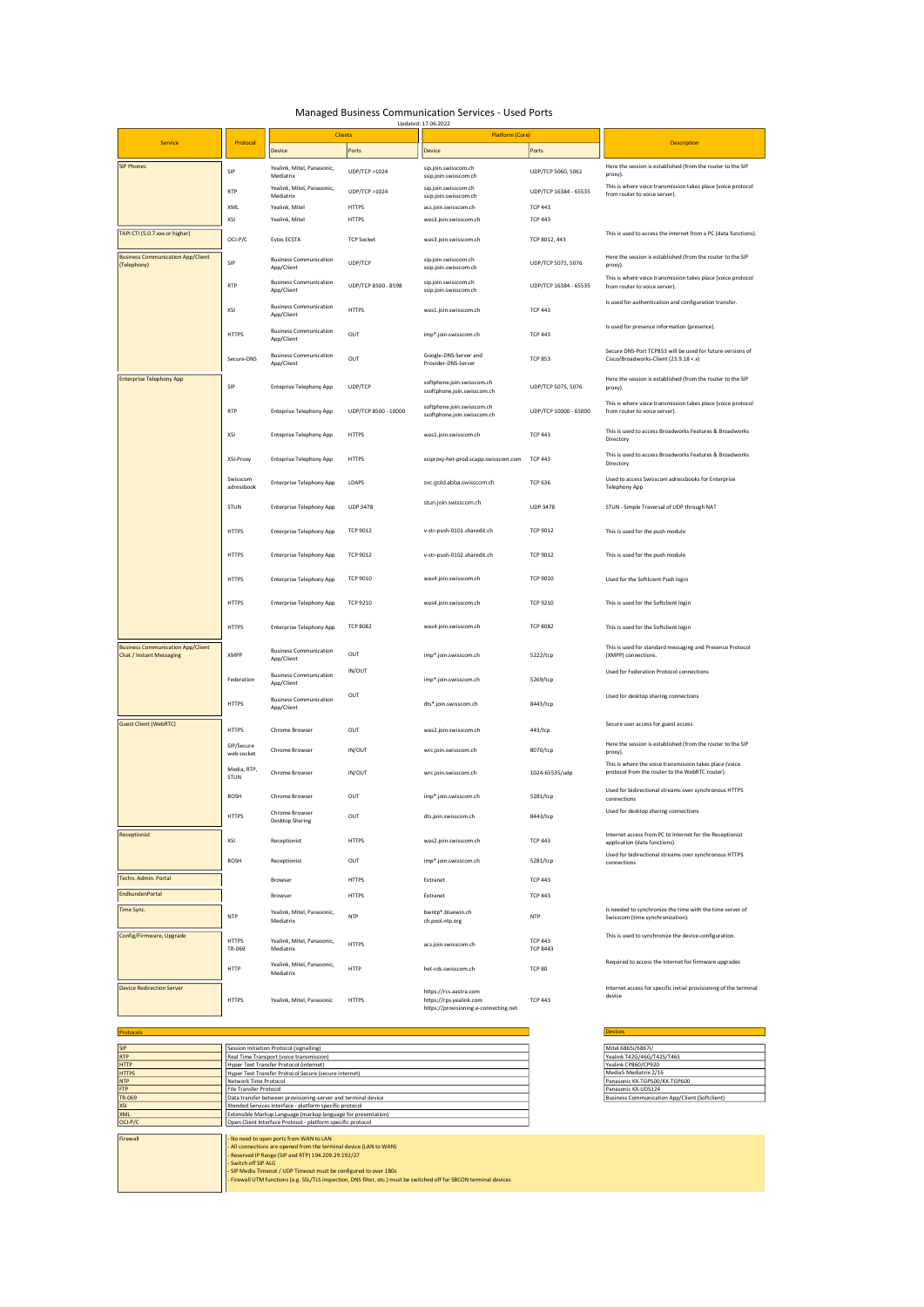# Managed Business Communication Services - Used Ports

Updated: 17.06.2022

| Service | Protocol | Clients | | Platform (Core) | | Description |
|---|---|---|---|---|---|---|
| | | Device | Ports | Device | Ports | |
| SIP Phones | SIP | Yealink, Mitel, Panasonic, Mediatrix | UDP/TCP >1024 | sip.join.swisscom.ch ssip.join.swisscom.ch | UDP/TCP 5060, 5061 | Here the session is established (from the router to the SIP proxy). |
| | RTP | Yealink, Mitel, Panasonic, Mediatrix | UDP/TCP >1024 | sip.join.swisscom.ch ssip.join.swisscom.ch | UDP/TCP 16384 - 65535 | This is where voice transmission takes place (voice protocol from router to voice server). |
| | XML | Yealink, Mitel | HTTPS | acs.join.swisscom.ch | TCP 443 | |
| | XSI | Yealink, Mitel | HTTPS | was3.join.swisscom.ch | TCP 443 | |
| TAPI CTI (5.0.7.xxx or higher) | OCI-P/C | Estos ECSTA | TCP Socket | was3.join.swisscom.ch | TCP 8012, 443 | This is used to access the internet from a PC (data functions). |
| Business Communication App/Client (Telephony) | SIP | Business Communication App/Client | UDP/TCP | sip.join.swisscom.ch ssip.join.swisscom.ch | UDP/TCP 5075, 5076 | Here the session is established (from the router to the SIP proxy). |
| | RTP | Business Communication App/Client | UDP/TCP 8500 - 8598 | sip.join.swisscom.ch ssip.join.swisscom.ch | UDP/TCP 16384 - 65535 | This is where voice transmission takes place (voice protocol from router to voice server). |
| | XSI | Business Communication App/Client | HTTPS | was1.join.swisscom.ch | TCP 443 | Is used for authentication and configuration transfer. |
| | HTTPS | Business Communication App/Client | OUT | imp*.join.swisscom.ch | TCP 443 | Is used for presence information (presence). |
| | Secure-DNS | Business Communication App/Client | OUT | Google-DNS-Server and Provider-DNS-Server | TCP 853 | Secure DNS-Port TCP853 will be used for future versions of Cisco/Broadworks-Client (23.9.18 < x) |
| Enterprise Telephony App | SIP | Enteprise Telephony App | UDP/TCP | softphone.join.swisscom.ch ssoftphone.join.swisscom.ch | UDP/TCP 5075, 5076 | Here the session is established (from the router to the SIP proxy). |
| | RTP | Enterprise Telephony App | UDP/TCP 8500 - 10000 | softphone.join.swisscom.ch ssoftphone.join.swisscom.ch | UDP/TCP 10000 - 65000 | This is where voice transmission takes place (voice protocol from router to voice server). |
| | XSI | Enterprise Telephony App | HTTPS | was1.join.swisscom.ch | TCP 443 | This is used to access Broadworks Features & Broadworks Directory |
| | XSI-Proxy | Enterprise Telephony App | HTTPS | xsiproxy-het-prod.scapp.swisscom.com | TCP 443 | This is used to access Broadworks Features & Broadworks Directory |
| | Swisscom adressbook | Enterprise Telephony App | LDAPS | svc.gold.abba.swisscom.ch | TCP 636 | Used to access Swisscom adressbooks for Enterprise Telephony App |
| | STUN | Enterprise Telephony App | UDP 3478 | stun.join.swisscom.ch | UDP 3478 | STUN - Simple Traversal of UDP through NAT |
| | HTTPS | Enterprise Telephony App | TCP 9012 | v-str-push-0101.sharedit.ch | TCP 9012 | This is used for the push module |
| | HTTPS | Enterprise Telephony App | TCP 9012 | v-str-push-0102.sharedit.ch | TCP 9012 | This is used for the push module |
| | HTTPS | Enterprise Telephony App | TCP 9010 | was4.join.swisscom.ch | TCP 9010 | Used for the Softlcient Push login |
| | HTTPS | Enterprise Telephony App | TCP 9210 | was4.join.swisscom.ch | TCP 9210 | This is used for the Softclient login |
| | HTTPS | Enterprise Telephony App | TCP 8082 | was4.join.swisscom.ch | TCP 8082 | This is used for the Softclient login |
| Business Communication App/Client Chat / Instant Messaging | XMPP | Business Communication App/Client | OUT | imp*.join.swisscom.ch | 5222/tcp | This is used for standard messaging and Presence Protocol (XMPP) connections. |
| | Federation | Business Communication App/Client | IN/OUT | imp*.join.swisscom.ch | 5269/tcp | Used for Federation Protocol connections |
| | HTTPS | Business Communication App/Client | OUT | dts*.join.swisscom.ch | 8443/tcp | Used for desktop sharing connections |
| Guest Client (WebRTC) | HTTPS | Chrome Browser | OUT | was2.join.swisscom.ch | 443/tcp | Secure user access for guest access |
| | SIP/Secure web socket | Chrome Browser | IN/OUT | wrc.join.swisscom.ch | 8070/tcp | Here the session is established (from the router to the SIP proxy). |
| | Media, RTP, STUN | Chrome Browser | IN/OUT | wrc.join.swisscom.ch | 1024-65535/udp | This is where the voice transmission takes place (voice protocol from the router to the WebRTC router). |
| | BOSH | Chrome Browser | OUT | imp*.join.swisscom.ch | 5281/tcp | Used for bidirectional streams over synchronous HTTPS connections |
| | HTTPS | Chrome Browser Desktop Sharing | OUT | dts.join.swisscom.ch | 8443/tcp | Used for desktop sharing connections |
| Receptionist | XSI | Receptionist | HTTPS | was2.join.swisscom.ch | TCP 443 | Internet access from PC to Internet for the Receptionist application (data functions) |
| | BOSH | Receptionist | OUT | imp*.join.swisscom.ch | 5281/tcp | Used for bidirectional streams over synchronous HTTPS connections |
| Techn. Admin. Portal | | Browser | HTTPS | Extranet | TCP 443 | |
| EndkundenPortal | | Browser | HTTPS | Extranet | TCP 443 | |
| Time Sync. | NTP | Yealink, Mitel, Panasonic, Mediatrix | NTP | bwntp*.bluewin.ch ch.pool.ntp.org | NTP | Is needed to synchronize the time with the time server of Swisscom (time synchronization). |
| Config/Firmware, Upgrade | HTTPS TR-069 | Yealink, Mitel, Panasonic, Mediatrix | HTTPS | acs.join.swisscom.ch | TCP 443 TCP 8443 | This is used to synchronize the device-configuration. |
| | HTTP | Yealink, Mitel, Panasonic, Mediatrix | HTTP | het-cds.swisscom.ch | TCP 80 | Required to access the Internet for firmware upgrades |
| Device Redirection Server | HTTPS | Yealink, Mitel, Panasonic | HTTPS | https://rcs.aastra.com https://rps.yealink.com https://provisioning.e-connecting.net | TCP 443 | Internet access for specific initial provisioning of the terminal device |

| Protocols | |
|---|---|
| SIP | Session Initiation Protocol (signalling) |
| RTP | Real Time Transport (voice transmission) |
| HTTP | Hyper Text Transfer Protocol (internet) |
| HTTPS | Hyper Text Transfer Protocol Secure (secure internet) |
| NTP | Network Time Protocol |
| FTP | File Transfer Protocol |
| TR-069 | Data transfer between provisioning-server and terminal device |
| XSI | Xtended Services Interface - platform specific protocol |
| XML | Extensible Markup Language (markup language for presentation) |
| OCI-P/C | Open Client Interface Protocol - platform specific protocol |

| Devices |
|---|
| Mitel 6865i/6867i/ |
| Yealink T42G/46G/T42S/T46S |
| Yealink CP860/CP920 |
| Media5 Mediatrix 2/16 |
| Panasonic KX-TGP500/KX-TGP600 |
| Panasonic KX-UDS124 |
| Business Communication App/Client (Softclient) |

| Firewall | |
|---|---|
| | - No need to open ports from WAN to LAN<br>- All connections are opened from the terminal device (LAN to WAN)<br>- Reserved IP Range (SIP and RTP) 194.209.29.192/27<br>- Switch off SIP ALG<br>- SIP Media Timeout / UDP Timeout must be configured to over 180s<br>- Firewall UTM functions (e.g. SSL/TLS inspection, DNS filter, etc.) must be switched off for SBCON terminal devices |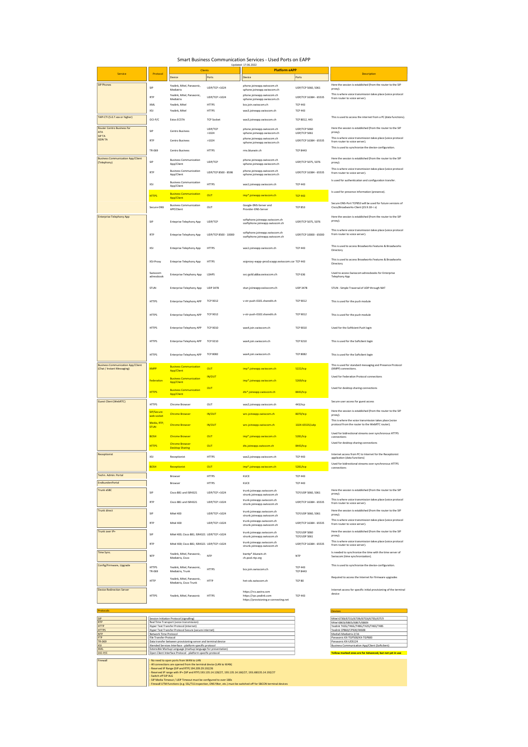# Smart Business Communication Services - Used Ports on EAPP

Updated: 17.06.2022

| Service | Protocol | Clients | | Platform eAPP | | Description |
|---|---|---|---|---|---|---|
| | | Device | Ports | Device | Ports | |
| SIP Phones | SIP | Yealink, Mitel, Panasonic, Mediatrix | UDP/TCP >1024 | phone.joineapp.swisscom.ch sphone.joineapp.swisscom.ch | UDP/TCP 5060, 5061 | Here the session is established (from the router to the SIP proxy). |
| | RTP | Yealink, Mitel, Panasonic, Mediatrix | UDP/TCP >1024 | phone.joineapp.swisscom.ch sphone.joineapp.swisscom.ch | UDP/TCP 16384 - 65535 | This is where voice transmission takes place (voice protocol from router to voice server). |
| | XML | Yealink, Mitel | HTTPS | bcs.join.swisscom.ch | TCP 443 | |
| | XSI | Yealink, Mitel | HTTPS | wasi.joineapp.swisscom.ch | TCP 443 | |
| TAPI CTI (5.0.7.xxx or higher) | OCI-P/C | Estos ECSTA | TCP Socket | wasi.joineapp.swisscom.ch | TCP 8012, 443 | This is used to access the internet from a PC (data functions). |
| Router Centro Business for ATA SIP TA ISDN TA | SIP | Centro Business | UDP/TCP >1024 | phone.joineapp.swisscom.ch sphone.joineapp.swisscom.ch | UDP/TCP 5060 UDP/TCP 5061 | Here the session is established (from the router to the SIP proxy). |
| | RTP | Centro Business | >1024 | phone.joineapp.swisscom.ch sphone.joineapp.swisscom.ch | UDP/TCP 16384 - 65535 | This is where voice transmission takes place (voice protocol from router to voice server). |
| | TR-069 | Centro Business | HTTPS | rms.bluewin.ch | TCP 8443 | This is used to synchronize the device-configuration. |
| Business Communication App/Client (Telephony) | SIP | Business Communication App/Client | UDP/TCP | phone.joineapp.swisscom.ch sphone.joineapp.swisscom.ch | UDP/TCP 5075, 5076 | Here the session is established (from the router to the SIP proxy). |
| | RTP | Business Communication App/Client | UDP/TCP 8500 - 8598 | phone.joineapp.swisscom.ch sphone.joineapp.swisscom.ch | UDP/TCP 16384 - 65535 | This is where voice transmission takes place (voice protocol from router to voice server). |
| | XSI | Business Communication App/Client | HTTPS | wasi.joineapp.swisscom.ch | TCP 443 | Is used for authentication and configuration transfer. |
| | HTTPS | Business Communication App/Client | OUT | imp*.joineapp.swisscom.ch | TCP 443 | Is used for presence information (presence). |
| | Secure-DNS | Business Communication APP/Client | OUT | Google-DNS-Server and Provider-DNS-Server | TCP 853 | Secure DNS-Port TCP853 will be used for future versions of Cisco/Broadworks-Client (23.9.18 < x) |
| Enterprise Telephony App | SIP | Enterprise Telephony App | UDP/TCP | softphone.joineapp.swisscom.ch ssoftphone.joineapp.swisscom.ch | UDP/TCP 5075, 5076 | Here the session is established (from the router to the SIP proxy). |
| | RTP | Enterprise Telephony App | UDP/TCP 8500 - 10000 | softphone.joineapp.swisscom.ch ssoftphone.joineapp.swisscom.ch | UDP/TCP 10000 - 65000 | This is where voice transmission takes place (voice protocol from router to voice server). |
| | XSI | Enterprise Telephony App | HTTPS | wasi.joineapp.swisscom.ch | TCP 443 | This is used to access Broadworks Features & Broadworks Directory |
| | XSI-Proxy | Enterprise Telephony App | HTTPS | xsiproxy-eapp-prod.scapp.swisscom.com | TCP 443 | This is used to access Broadworks Features & Broadworks Directory |
| | Swisscom adressbook | Enterprise Telephony App | LDAPS | svc.gold.abba.swisscom.ch | TCP 636 | Used to access Swisscom adressbooks for Enterprise Telephony App |
| | STUN | Enterprise Telephony App | UDP 3478 | stun.joineapp.swisscom.ch | UDP 3478 | STUN - Simple Traversal of UDP through NAT |
| | HTTPS | Enterprise Telephony APP | TCP 9012 | v-str-push-0101.sharedit.ch | TCP 9012 | This is used for the push module |
| | HTTPS | Enterprise Telephony APP | TCP 9012 | v-str-push-0102.sharedit.ch | TCP 9012 | This is used for the push module |
| | HTTPS | Enterprise Telephony APP | TCP 9010 | wav4.join.swisscom.ch | TCP 9010 | Used for the Softclient Push login |
| | HTTPS | Enterprise Telephony APP | TCP 9210 | wav4.join.swisscom.ch | TCP 9210 | This is used for the Softclient login |
| | HTTPS | Enterprise Telephony APP | TCP 8082 | wav4.join.swisscom.ch | TCP 8082 | This is used for the Softclient login |
| Business Communication App/Client (Chat / Instant Messaging) | XMPP | Business Communication App/Client | OUT | imp*.joineapp.swisscom.ch | 5222/tcp | This is used for standard messaging and Presence Protocol (XMPP) connections. |
| | Federation | Business Communication App/Client | IN/OUT | imp*.joineapp.swisscom.ch | 5269/tcp | Used for Federation Protocol connections |
| | HTTPS | Business Communication App/Client | OUT | dts*.joineapp.swisscom.ch | 8443/tcp | Used for desktop sharing connections |
| Guest Client (WebRTC) | HTTPS | Chrome Browser | OUT | wasi2.joineapp.swisscom.ch | 443/tcp | Secure user access for guest access |
| | SIP/Secure web-socket | Chrome Browser | IN/OUT | wrc.joineapp.swisscom.ch | 8070/tcp | Here the session is established (from the router to the SIP proxy). |
| | Media, RTP, STUN | Chrome Browser | IN/OUT | wrc.joineapp.swisscom.ch | 1024-65535/udp | This is where the voice transmission takes place (voice protocol from the router to the WebRTC router). |
| | BOSH | Chrome Browser | OUT | imp*.joineapp.swisscom.ch | 5281/tcp | Used for bidirectional streams over synchronous HTTPS connections |
| | HTTPS | Chrome Browser Desktop Sharing | OUT | dts.joineapp.swisscom.ch | 8443/tcp | Used for desktop sharing connections |
| Receptionist | XSI | Receptionist | HTTPS | wasi2.joineapp.swisscom.ch | TCP 443 | Internet access from PC to Internet for the Receptionist application (data functions) |
| | BOSH | Receptionist | OUT | imp*.joineapp.swisscom.ch | 5281/tcp | Used for bidirectional streams over synchronous HTTPS connections |
| Techn. Admin. Portal | | Browser | HTTPS | KJCE | TCP 443 | |
| EndkundenPortal | | Browser | HTTPS | KJCE | TCP 443 | |
| Trunk eSBC | SIP | Cisco 881 und ISR4321 | UDP/TCP >1024 | trunk.joineapp.swisscom.ch strunk.joineapp.swisscom.ch | TCP/UDP 5060, 5061 | Here the session is established (from the router to the SIP proxy). |
| | RTP | Cisco 881 und ISR4321 | UDP/TCP >1024 | trunk.joineapp.swisscom.ch strunk.joineapp.swisscom.ch | UDP/TCP 16384 - 65535 | This is where voice transmission takes place (voice protocol from router to voice server). |
| Trunk direct | SIP | Mitel 400 | UDP/TCP >1024 | trunk.joineapp.swisscom.ch strunk.joineapp.swisscom.ch | TCP/UDP 5060, 5061 | Here the session is established (from the router to the SIP proxy). |
| | RTP | Mitel 400 | UDP/TCP >1024 | trunk.joineapp.swisscom.ch strunk.joineapp.swisscom.ch | UDP/TCP 16384 - 65535 | This is where voice transmission takes place (voice protocol from router to voice server). |
| Trunk over IP+ | SIP | Mitel 400; Cisco 881; ISR4321 | UDP/TCP >1024 | trunk.joineapp.swisscom.ch strunk.joineapp.swisscom.ch | TCP/UDP 5060 TCP/UDP 5061 | Here the session is established (from the router to the SIP proxy). |
| | RTP | Mitel 400; Cisco 881; ISR4321 | UDP/TCP >1024 | trunk.joineapp.swisscom.ch strunk.joineapp.swisscom.ch | UDP/TCP 16384 - 65535 | This is where voice transmission takes place (voice protocol from router to voice server). |
| Time Sync. | NTP | Yealink, Mitel, Panasonic, Mediatrix, Cisco | NTP | bwntp*.bluewin.ch ch.pool.ntp.org | NTP | Is needed to synchronize the time with the time server of Swisscom (time synchronization). |
| Config/Firmware, Upgrade | HTTPS TR-069 | Yealink, Mitel, Panasonic, Mediatrix, Trunk | HTTPS | bcs.join.swisscom.ch | TCP 443 TCP 8443 | This is used to synchronize the device-configuration. |
| | HTTP | Yealink, Mitel, Panasonic, Mediatrix, Cisco Trunk | HTTP | het-cds.swisscom.ch | TCP 80 | Required to access the Internet for firmware upgrades |
| Device Redirection Server | HTTPS | Yealink, Mitel, Panasonic | HTTPS | https://rcs.aastra.com https://rps.yealink.com https://provisioning.e-connecting.net | TCP 443 | Internet access for specific initial provisioning of the terminal device |

## Protocols

| | |
|---|---|
| SIP | Session Initiation Protocol (signalling) |
| RTP | Real Time Transport (voice transmission) |
| HTTP | Hyper Text Transfer Protocol (internet) |
| HTTPS | Hyper Text Transfer Protocol Secure (secure internet) |
| NTP | Network Time Protocol |
| FTP | File Transfer Protocol |
| TR-069 | Data transfer between provisioning-server and terminal device |
| XSI | Xtended Services Interface - platform specific protocol |
| XML | Extensible Markup Language (markup language for presentation) |
| OCI-P/C | Open Client Interface Protocol - platform specific protocol |

## Devices

- Mitel 6730i/6731i/6739i/6753i/6755i/6757i
- Mitel 6863i/6865i/6867i/6869i
- Yealink T42G/T46G/T48G/T42S/T46S/T48S
- Yealink CP860/CP920/W60B
- Mediatrix Mediatrix 2/16
- Panasonic KX-TGP500/KX-TGP600
- Panasonic KX-UDS124
- Business Communication App/Client (Softclient)

**Yellow marked ones are for Advanced, but not yet in use**

## Firewall

- No need to open ports from WAN to LAN
- All connections are opened from the terminal device (LAN to WAN)
- Reserved IP Range (SIP and RTP) 194.209.29.192/26
- Reserved IP range with IP+ (SIP and RTP) 193.135.14.128/27, 193.135.14.160/27, 193.168135.14.192/27
- Switch off SIP ALG
- SIP Media Timeout / UDP Timeout must be configured to over 180s
- Firewall UTM functions (e.g. SSL/TLS inspection, DNS filter, etc.) must be switched off for SBCON terminal devices